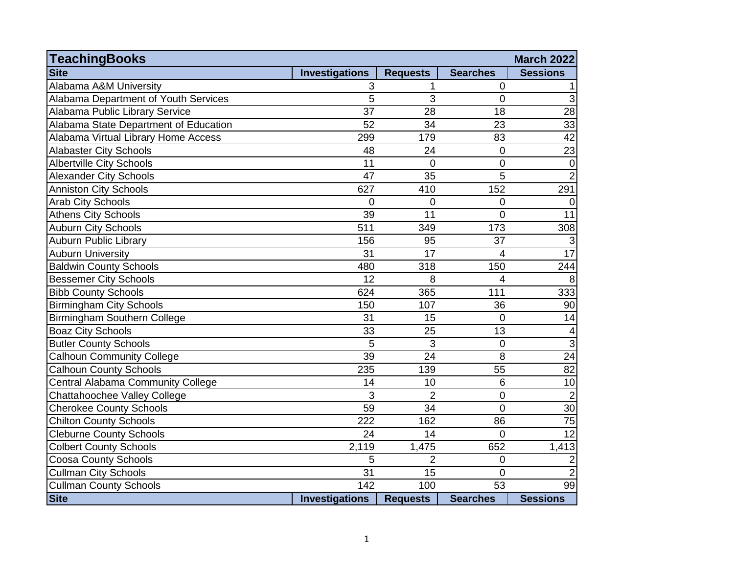| TeachingBooks | | | | March 2022 |
|---|---|---|---|---|
| **Site** | **Investigations** | **Requests** | **Searches** | **Sessions** |
| Alabama A&M University | 3 | 1 | 0 | 1 |
| Alabama Department of Youth Services | 5 | 3 | 0 | 3 |
| Alabama Public Library Service | 37 | 28 | 18 | 28 |
| Alabama State Department of Education | 52 | 34 | 23 | 33 |
| Alabama Virtual Library Home Access | 299 | 179 | 83 | 42 |
| Alabaster City Schools | 48 | 24 | 0 | 23 |
| Albertville City Schools | 11 | 0 | 0 | 0 |
| Alexander City Schools | 47 | 35 | 5 | 2 |
| Anniston City Schools | 627 | 410 | 152 | 291 |
| Arab City Schools | 0 | 0 | 0 | 0 |
| Athens City Schools | 39 | 11 | 0 | 11 |
| Auburn City Schools | 511 | 349 | 173 | 308 |
| Auburn Public Library | 156 | 95 | 37 | 3 |
| Auburn University | 31 | 17 | 4 | 17 |
| Baldwin County Schools | 480 | 318 | 150 | 244 |
| Bessemer City Schools | 12 | 8 | 4 | 8 |
| Bibb County Schools | 624 | 365 | 111 | 333 |
| Birmingham City Schools | 150 | 107 | 36 | 90 |
| Birmingham Southern College | 31 | 15 | 0 | 14 |
| Boaz City Schools | 33 | 25 | 13 | 4 |
| Butler County Schools | 5 | 3 | 0 | 3 |
| Calhoun Community College | 39 | 24 | 8 | 24 |
| Calhoun County Schools | 235 | 139 | 55 | 82 |
| Central Alabama Community College | 14 | 10 | 6 | 10 |
| Chattahoochee Valley College | 3 | 2 | 0 | 2 |
| Cherokee County Schools | 59 | 34 | 0 | 30 |
| Chilton County Schools | 222 | 162 | 86 | 75 |
| Cleburne County Schools | 24 | 14 | 0 | 12 |
| Colbert County Schools | 2,119 | 1,475 | 652 | 1,413 |
| Coosa County Schools | 5 | 2 | 0 | 2 |
| Cullman City Schools | 31 | 15 | 0 | 2 |
| Cullman County Schools | 142 | 100 | 53 | 99 |
| **Site** | **Investigations** | **Requests** | **Searches** | **Sessions** |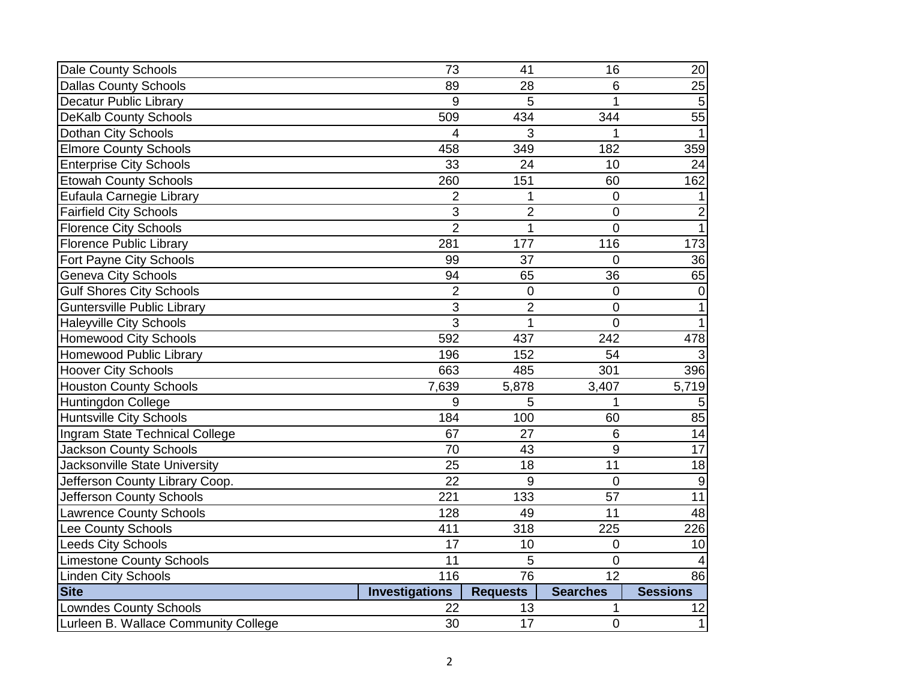| Site | Investigations | Requests | Searches | Sessions |
|---|---|---|---|---|
| Dale County Schools | 73 | 41 | 16 | 20 |
| Dallas County Schools | 89 | 28 | 6 | 25 |
| Decatur Public Library | 9 | 5 | 1 | 5 |
| DeKalb County Schools | 509 | 434 | 344 | 55 |
| Dothan City Schools | 4 | 3 | 1 | 1 |
| Elmore County Schools | 458 | 349 | 182 | 359 |
| Enterprise City Schools | 33 | 24 | 10 | 24 |
| Etowah County Schools | 260 | 151 | 60 | 162 |
| Eufaula Carnegie Library | 2 | 1 | 0 | 1 |
| Fairfield City Schools | 3 | 2 | 0 | 2 |
| Florence City Schools | 2 | 1 | 0 | 1 |
| Florence Public Library | 281 | 177 | 116 | 173 |
| Fort Payne City Schools | 99 | 37 | 0 | 36 |
| Geneva City Schools | 94 | 65 | 36 | 65 |
| Gulf Shores City Schools | 2 | 0 | 0 | 0 |
| Guntersville Public Library | 3 | 2 | 0 | 1 |
| Haleyville City Schools | 3 | 1 | 0 | 1 |
| Homewood City Schools | 592 | 437 | 242 | 478 |
| Homewood Public Library | 196 | 152 | 54 | 3 |
| Hoover City Schools | 663 | 485 | 301 | 396 |
| Houston County Schools | 7,639 | 5,878 | 3,407 | 5,719 |
| Huntingdon College | 9 | 5 | 1 | 5 |
| Huntsville City Schools | 184 | 100 | 60 | 85 |
| Ingram State Technical College | 67 | 27 | 6 | 14 |
| Jackson County Schools | 70 | 43 | 9 | 17 |
| Jacksonville State University | 25 | 18 | 11 | 18 |
| Jefferson County Library Coop. | 22 | 9 | 0 | 9 |
| Jefferson County Schools | 221 | 133 | 57 | 11 |
| Lawrence County Schools | 128 | 49 | 11 | 48 |
| Lee County Schools | 411 | 318 | 225 | 226 |
| Leeds City Schools | 17 | 10 | 0 | 10 |
| Limestone County Schools | 11 | 5 | 0 | 4 |
| Linden City Schools | 116 | 76 | 12 | 86 |
| **Site** | **Investigations** | **Requests** | **Searches** | **Sessions** |
| Lowndes County Schools | 22 | 13 | 1 | 12 |
| Lurleen B. Wallace Community College | 30 | 17 | 0 | 1 |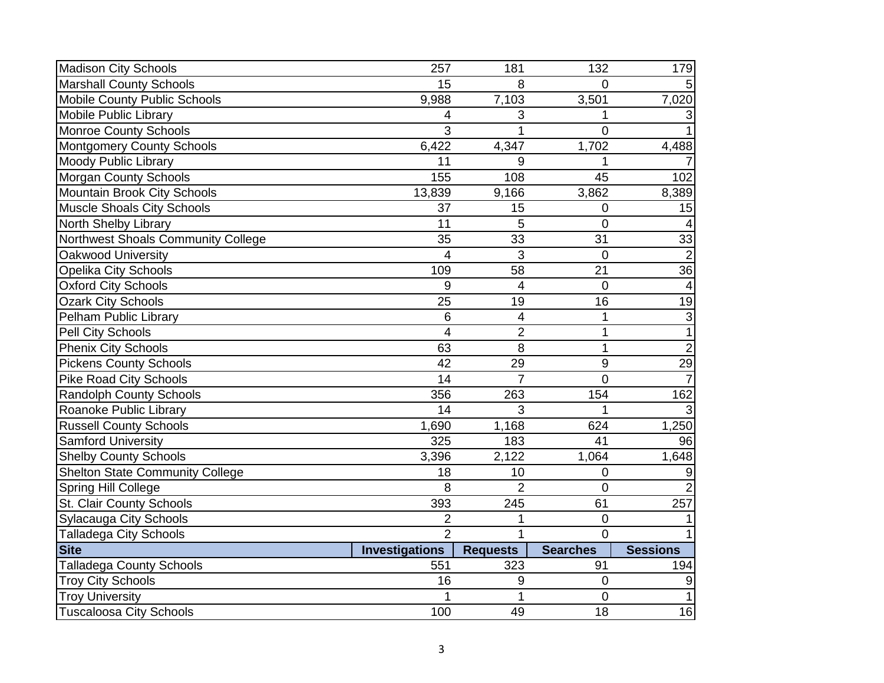| Site | Investigations | Requests | Searches | Sessions |
|---|---|---|---|---|
| Madison City Schools | 257 | 181 | 132 | 179 |
| Marshall County Schools | 15 | 8 | 0 | 5 |
| Mobile County Public Schools | 9,988 | 7,103 | 3,501 | 7,020 |
| Mobile Public Library | 4 | 3 | 1 | 3 |
| Monroe County Schools | 3 | 1 | 0 | 1 |
| Montgomery County Schools | 6,422 | 4,347 | 1,702 | 4,488 |
| Moody Public Library | 11 | 9 | 1 | 7 |
| Morgan County Schools | 155 | 108 | 45 | 102 |
| Mountain Brook City Schools | 13,839 | 9,166 | 3,862 | 8,389 |
| Muscle Shoals City Schools | 37 | 15 | 0 | 15 |
| North Shelby Library | 11 | 5 | 0 | 4 |
| Northwest Shoals Community College | 35 | 33 | 31 | 33 |
| Oakwood University | 4 | 3 | 0 | 2 |
| Opelika City Schools | 109 | 58 | 21 | 36 |
| Oxford City Schools | 9 | 4 | 0 | 4 |
| Ozark City Schools | 25 | 19 | 16 | 19 |
| Pelham Public Library | 6 | 4 | 1 | 3 |
| Pell City Schools | 4 | 2 | 1 | 1 |
| Phenix City Schools | 63 | 8 | 1 | 2 |
| Pickens County Schools | 42 | 29 | 9 | 29 |
| Pike Road City Schools | 14 | 7 | 0 | 7 |
| Randolph County Schools | 356 | 263 | 154 | 162 |
| Roanoke Public Library | 14 | 3 | 1 | 3 |
| Russell County Schools | 1,690 | 1,168 | 624 | 1,250 |
| Samford University | 325 | 183 | 41 | 96 |
| Shelby County Schools | 3,396 | 2,122 | 1,064 | 1,648 |
| Shelton State Community College | 18 | 10 | 0 | 9 |
| Spring Hill College | 8 | 2 | 0 | 2 |
| St. Clair County Schools | 393 | 245 | 61 | 257 |
| Sylacauga City Schools | 2 | 1 | 0 | 1 |
| Talladega City Schools | 2 | 1 | 0 | 1 |
| Talladega County Schools | 551 | 323 | 91 | 194 |
| Troy City Schools | 16 | 9 | 0 | 9 |
| Troy University | 1 | 1 | 0 | 1 |
| Tuscaloosa City Schools | 100 | 49 | 18 | 16 |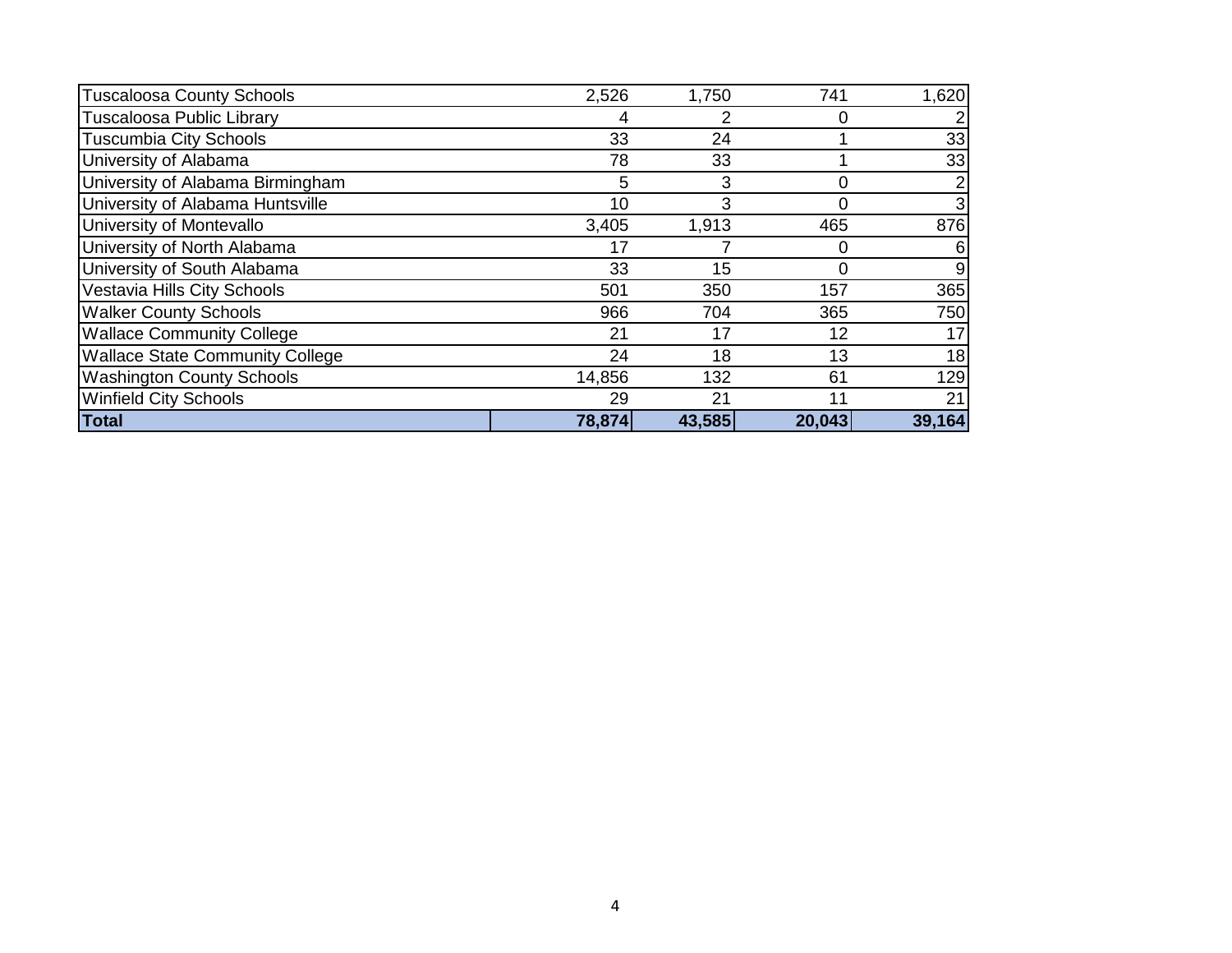| | | | | |
|---|---|---|---|---|
| Tuscaloosa County Schools | 2,526 | 1,750 | 741 | 1,620 |
| Tuscaloosa Public Library | 4 | 2 | 0 | 2 |
| Tuscumbia City Schools | 33 | 24 | 1 | 33 |
| University of Alabama | 78 | 33 | 1 | 33 |
| University of Alabama Birmingham | 5 | 3 | 0 | 2 |
| University of Alabama Huntsville | 10 | 3 | 0 | 3 |
| University of Montevallo | 3,405 | 1,913 | 465 | 876 |
| University of North Alabama | 17 | 7 | 0 | 6 |
| University of South Alabama | 33 | 15 | 0 | 9 |
| Vestavia Hills City Schools | 501 | 350 | 157 | 365 |
| Walker County Schools | 966 | 704 | 365 | 750 |
| Wallace Community College | 21 | 17 | 12 | 17 |
| Wallace State Community College | 24 | 18 | 13 | 18 |
| Washington County Schools | 14,856 | 132 | 61 | 129 |
| Winfield City Schools | 29 | 21 | 11 | 21 |
| **Total** | **78,874** | **43,585** | **20,043** | **39,164** |